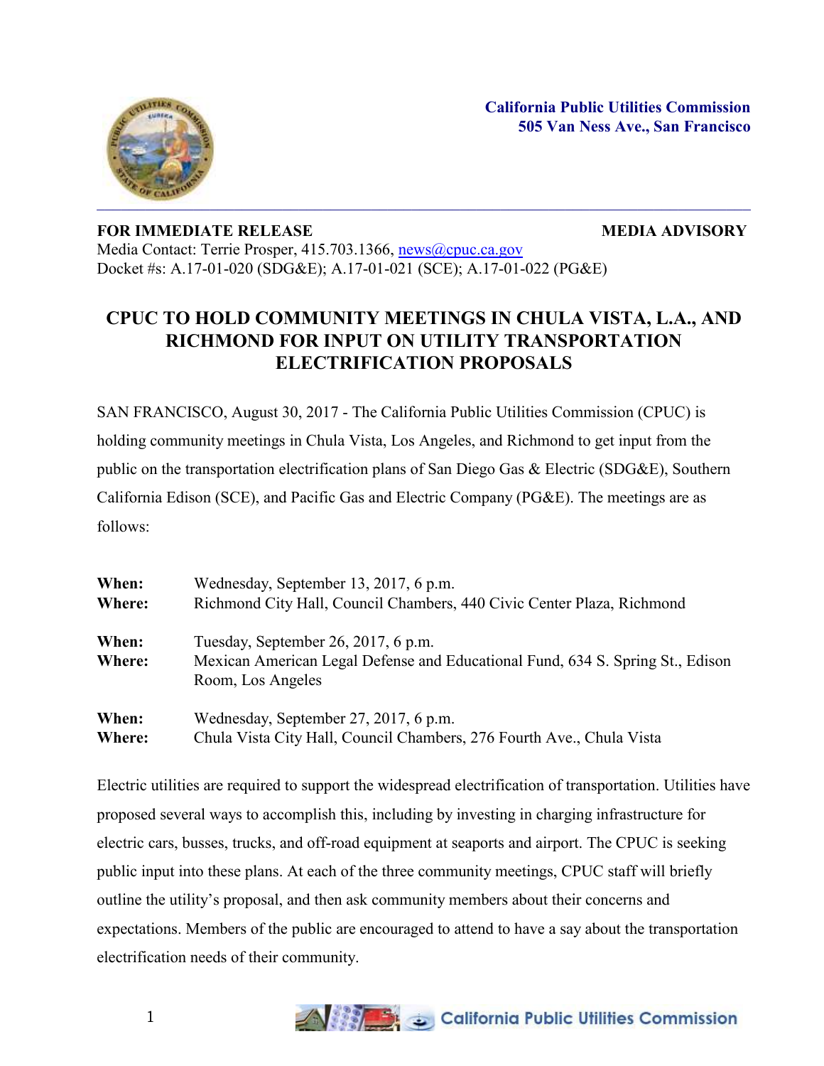**California Public Utilities Commission**
**505 Van Ness Ave., San Francisco**

---

**FOR IMMEDIATE RELEASE** **MEDIA ADVISORY**

Media Contact: Terrie Prosper, 415.703.1366, news@cpuc.ca.gov
Docket #s: A.17-01-020 (SDG&E); A.17-01-021 (SCE); A.17-01-022 (PG&E)

# CPUC TO HOLD COMMUNITY MEETINGS IN CHULA VISTA, L.A., AND RICHMOND FOR INPUT ON UTILITY TRANSPORTATION ELECTRIFICATION PROPOSALS

SAN FRANCISCO, August 30, 2017 - The California Public Utilities Commission (CPUC) is holding community meetings in Chula Vista, Los Angeles, and Richmond to get input from the public on the transportation electrification plans of San Diego Gas & Electric (SDG&E), Southern California Edison (SCE), and Pacific Gas and Electric Company (PG&E). The meetings are as follows:

**When:** Wednesday, September 13, 2017, 6 p.m.
**Where:** Richmond City Hall, Council Chambers, 440 Civic Center Plaza, Richmond

**When:** Tuesday, September 26, 2017, 6 p.m.
**Where:** Mexican American Legal Defense and Educational Fund, 634 S. Spring St., Edison Room, Los Angeles

**When:** Wednesday, September 27, 2017, 6 p.m.
**Where:** Chula Vista City Hall, Council Chambers, 276 Fourth Ave., Chula Vista

Electric utilities are required to support the widespread electrification of transportation. Utilities have proposed several ways to accomplish this, including by investing in charging infrastructure for electric cars, busses, trucks, and off-road equipment at seaports and airport. The CPUC is seeking public input into these plans. At each of the three community meetings, CPUC staff will briefly outline the utility's proposal, and then ask community members about their concerns and expectations. Members of the public are encouraged to attend to have a say about the transportation electrification needs of their community.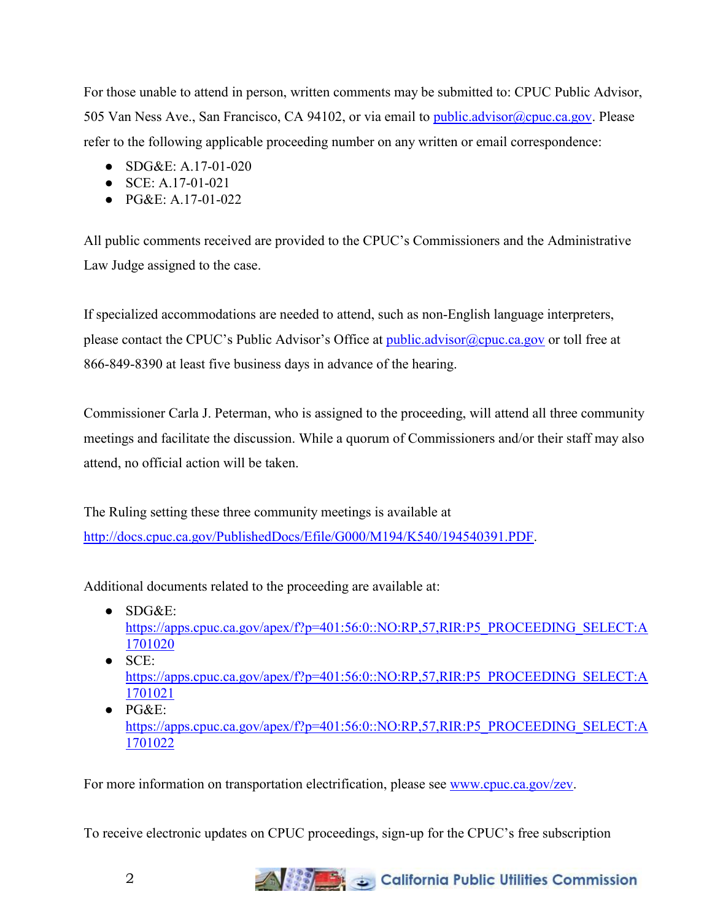For those unable to attend in person, written comments may be submitted to: CPUC Public Advisor, 505 Van Ness Ave., San Francisco, CA 94102, or via email to public.advisor@cpuc.ca.gov. Please refer to the following applicable proceeding number on any written or email correspondence:

- SDG&E: A.17-01-020
- SCE: A.17-01-021
- PG&E: A.17-01-022

All public comments received are provided to the CPUC's Commissioners and the Administrative Law Judge assigned to the case.

If specialized accommodations are needed to attend, such as non-English language interpreters, please contact the CPUC's Public Advisor's Office at public.advisor@cpuc.ca.gov or toll free at 866-849-8390 at least five business days in advance of the hearing.

Commissioner Carla J. Peterman, who is assigned to the proceeding, will attend all three community meetings and facilitate the discussion. While a quorum of Commissioners and/or their staff may also attend, no official action will be taken.

The Ruling setting these three community meetings is available at http://docs.cpuc.ca.gov/PublishedDocs/Efile/G000/M194/K540/194540391.PDF.

Additional documents related to the proceeding are available at:

- SDG&E: https://apps.cpuc.ca.gov/apex/f?p=401:56:0::NO:RP,57,RIR:P5_PROCEEDING_SELECT:A1701020
- SCE: https://apps.cpuc.ca.gov/apex/f?p=401:56:0::NO:RP,57,RIR:P5_PROCEEDING_SELECT:A1701021
- PG&E: https://apps.cpuc.ca.gov/apex/f?p=401:56:0::NO:RP,57,RIR:P5_PROCEEDING_SELECT:A1701022

For more information on transportation electrification, please see www.cpuc.ca.gov/zev.

To receive electronic updates on CPUC proceedings, sign-up for the CPUC's free subscription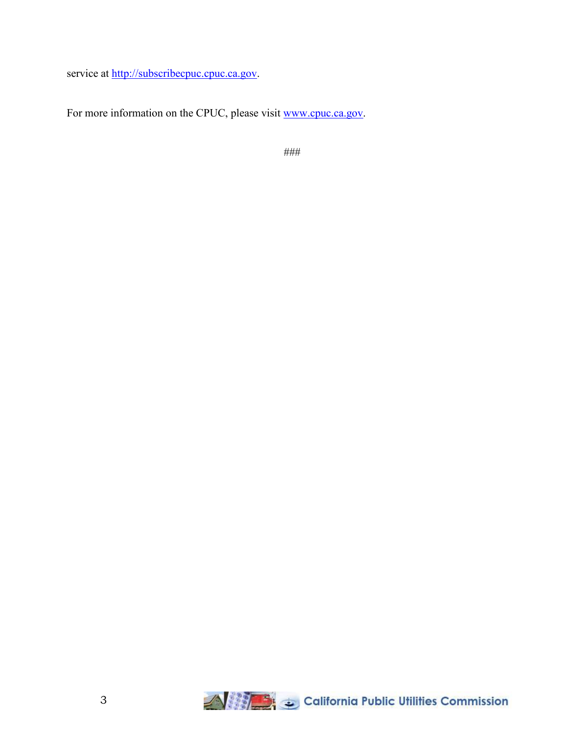service at http://subscribecpuc.cpuc.ca.gov.

For more information on the CPUC, please visit www.cpuc.ca.gov.

###